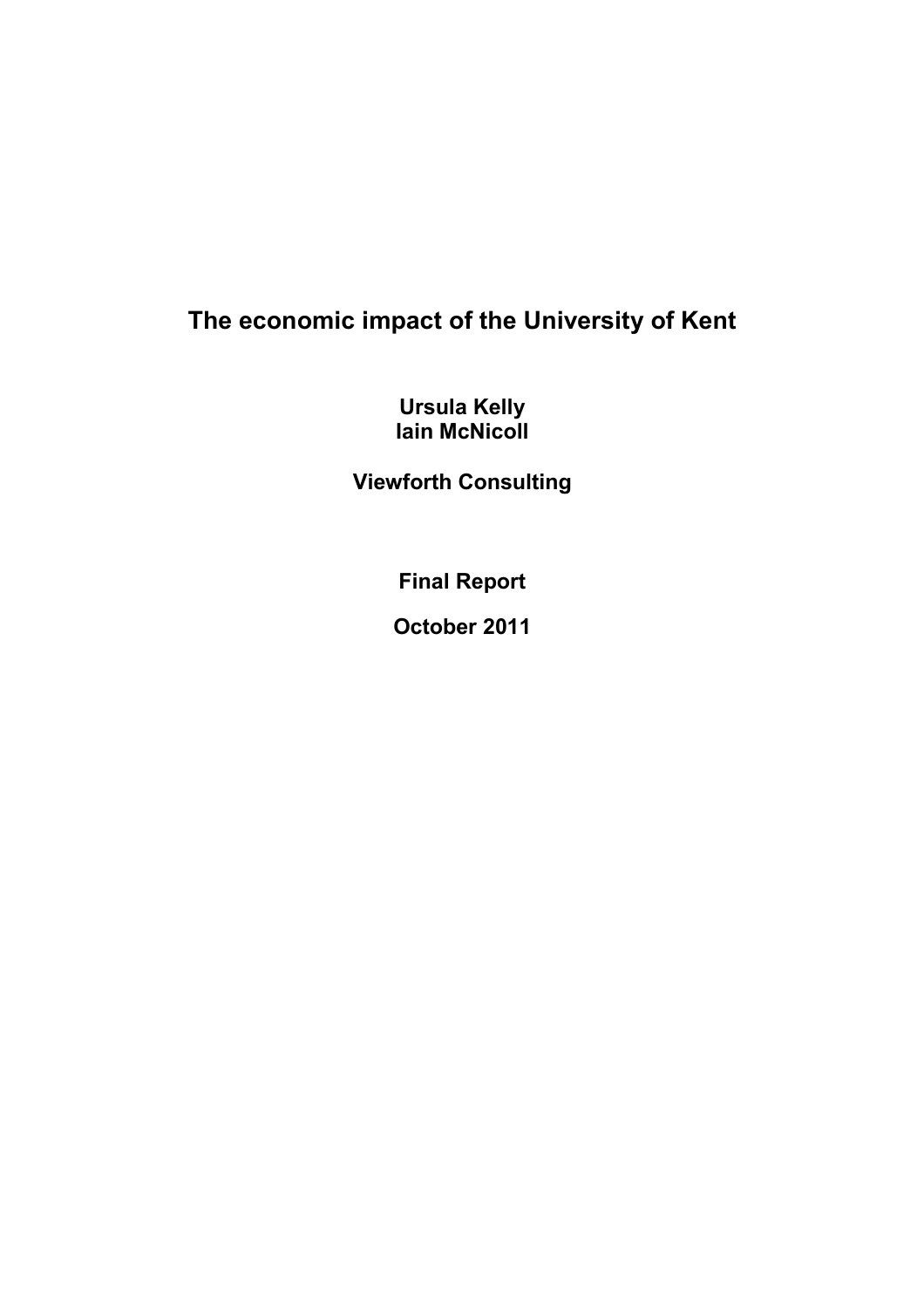# The economic impact of the University of Kent

**Ursula Kelly**
**Iain McNicoll**

**Viewforth Consulting**

**Final Report**

**October 2011**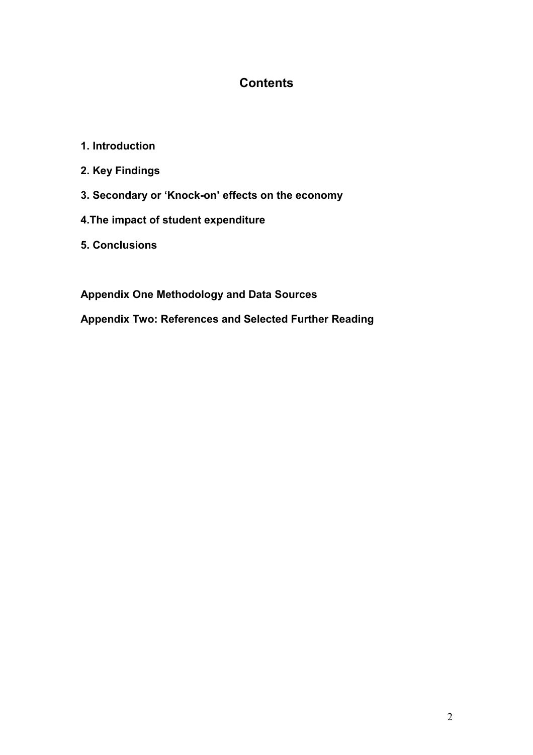# Contents

**1. Introduction**

**2. Key Findings**

**3. Secondary or 'Knock-on' effects on the economy**

**4.The impact of student expenditure**

**5. Conclusions**

**Appendix One Methodology and Data Sources**

**Appendix Two: References and Selected Further Reading**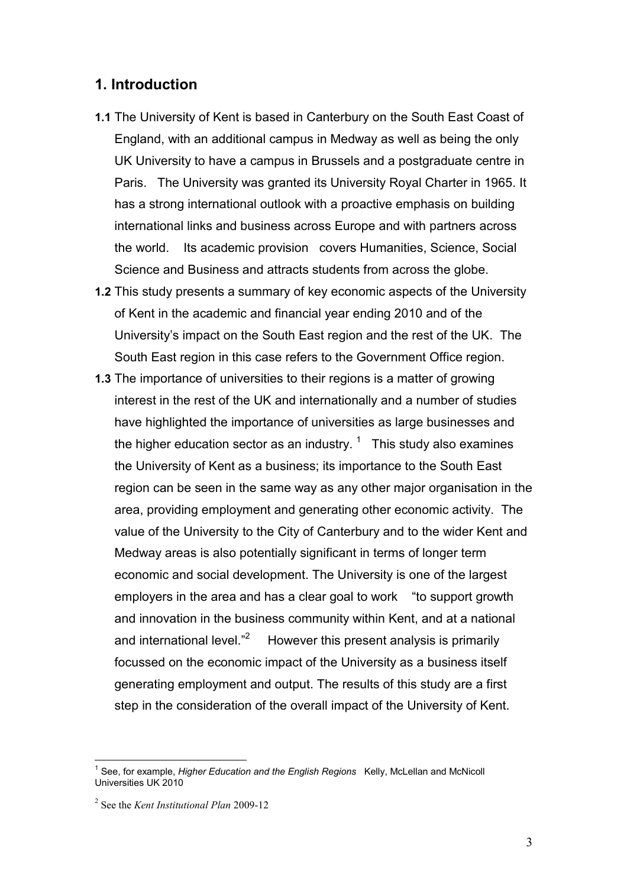## 1. Introduction

**1.1** The University of Kent is based in Canterbury on the South East Coast of England, with an additional campus in Medway as well as being the only UK University to have a campus in Brussels and a postgraduate centre in Paris. The University was granted its University Royal Charter in 1965. It has a strong international outlook with a proactive emphasis on building international links and business across Europe and with partners across the world. Its academic provision covers Humanities, Science, Social Science and Business and attracts students from across the globe.

**1.2** This study presents a summary of key economic aspects of the University of Kent in the academic and financial year ending 2010 and of the University's impact on the South East region and the rest of the UK. The South East region in this case refers to the Government Office region.

**1.3** The importance of universities to their regions is a matter of growing interest in the rest of the UK and internationally and a number of studies have highlighted the importance of universities as large businesses and the higher education sector as an industry. [1] This study also examines the University of Kent as a business; its importance to the South East region can be seen in the same way as any other major organisation in the area, providing employment and generating other economic activity. The value of the University to the City of Canterbury and to the wider Kent and Medway areas is also potentially significant in terms of longer term economic and social development. The University is one of the largest employers in the area and has a clear goal to work "to support growth and innovation in the business community within Kent, and at a national and international level."[2] However this present analysis is primarily focussed on the economic impact of the University as a business itself generating employment and output. The results of this study are a first step in the consideration of the overall impact of the University of Kent.

---

[1] See, for example, *Higher Education and the English Regions* Kelly, McLellan and McNicoll Universities UK 2010

[2] See the *Kent Institutional Plan* 2009-12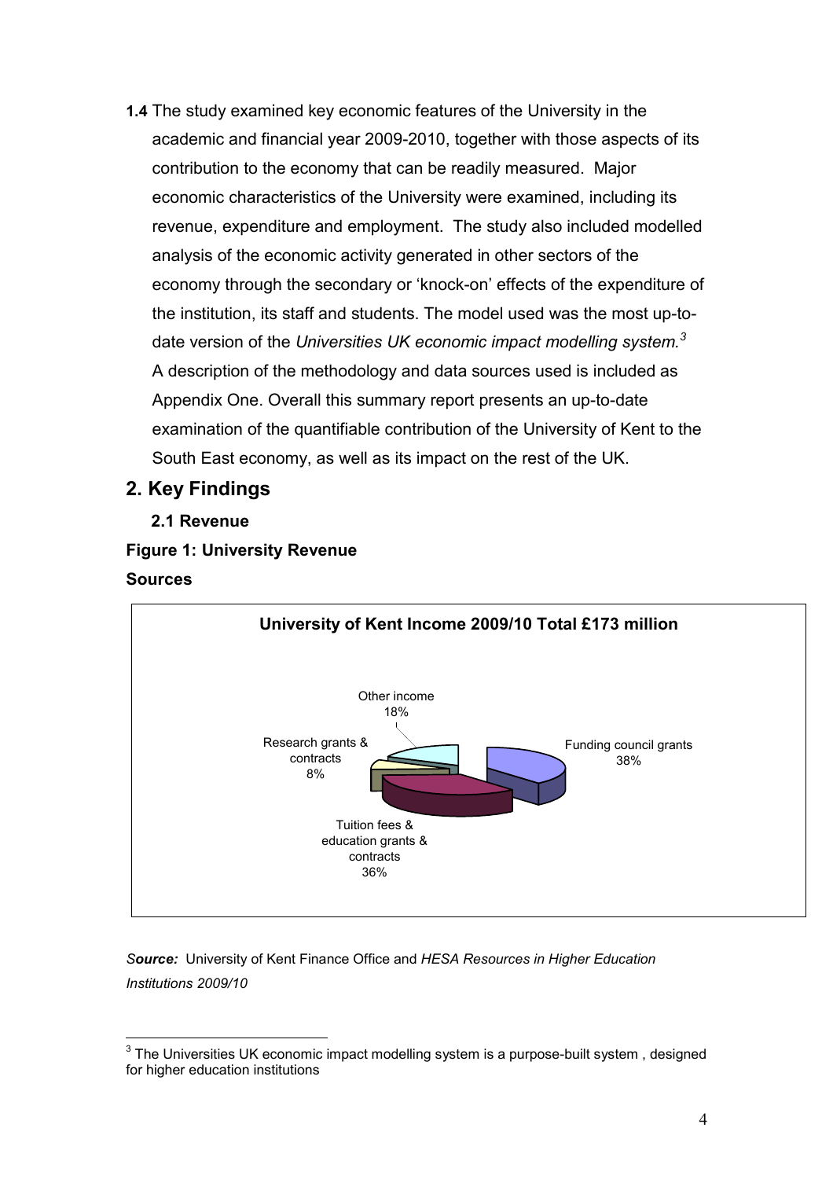**1.4** The study examined key economic features of the University in the academic and financial year 2009-2010, together with those aspects of its contribution to the economy that can be readily measured. Major economic characteristics of the University were examined, including its revenue, expenditure and employment. The study also included modelled analysis of the economic activity generated in other sectors of the economy through the secondary or 'knock-on' effects of the expenditure of the institution, its staff and students. The model used was the most up-to-date version of the *Universities UK economic impact modelling system.*[3] A description of the methodology and data sources used is included as Appendix One. Overall this summary report presents an up-to-date examination of the quantifiable contribution of the University of Kent to the South East economy, as well as its impact on the rest of the UK.

## 2. Key Findings

### 2.1 Revenue

**Figure 1: University Revenue Sources**

**University of Kent Income 2009/10 Total £173 million**

| Source | Share |
|---|---|
| Funding council grants | 38% |
| Tuition fees & education grants & contracts | 36% |
| Research grants & contracts | 8% |
| Other income | 18% |

***Source:*** University of Kent Finance Office and *HESA Resources in Higher Education Institutions 2009/10*

---

[3] The Universities UK economic impact modelling system is a purpose-built system , designed for higher education institutions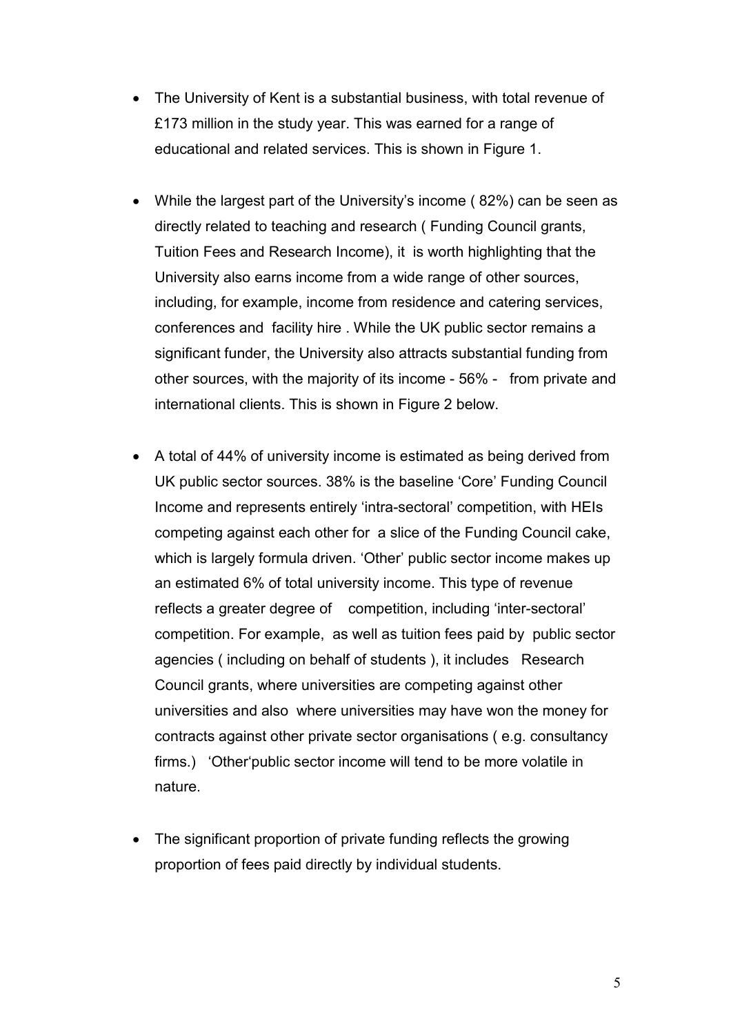- The University of Kent is a substantial business, with total revenue of £173 million in the study year. This was earned for a range of educational and related services. This is shown in Figure 1.

- While the largest part of the University's income ( 82%) can be seen as directly related to teaching and research ( Funding Council grants, Tuition Fees and Research Income), it is worth highlighting that the University also earns income from a wide range of other sources, including, for example, income from residence and catering services, conferences and facility hire . While the UK public sector remains a significant funder, the University also attracts substantial funding from other sources, with the majority of its income - 56% - from private and international clients. This is shown in Figure 2 below.

- A total of 44% of university income is estimated as being derived from UK public sector sources. 38% is the baseline 'Core' Funding Council Income and represents entirely 'intra-sectoral' competition, with HEIs competing against each other for a slice of the Funding Council cake, which is largely formula driven. 'Other' public sector income makes up an estimated 6% of total university income. This type of revenue reflects a greater degree of competition, including 'inter-sectoral' competition. For example, as well as tuition fees paid by public sector agencies ( including on behalf of students ), it includes Research Council grants, where universities are competing against other universities and also where universities may have won the money for contracts against other private sector organisations ( e.g. consultancy firms.) 'Other'public sector income will tend to be more volatile in nature.

- The significant proportion of private funding reflects the growing proportion of fees paid directly by individual students.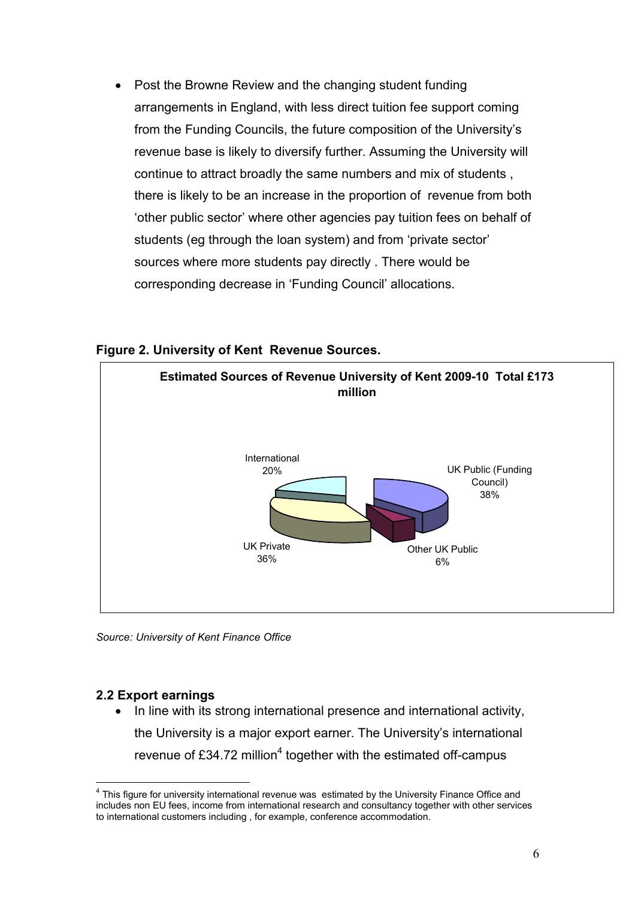- Post the Browne Review and the changing student funding arrangements in England, with less direct tuition fee support coming from the Funding Councils, the future composition of the University's revenue base is likely to diversify further. Assuming the University will continue to attract broadly the same numbers and mix of students , there is likely to be an increase in the proportion of revenue from both 'other public sector' where other agencies pay tuition fees on behalf of students (eg through the loan system) and from 'private sector' sources where more students pay directly . There would be corresponding decrease in 'Funding Council' allocations.

**Figure 2. University of Kent Revenue Sources.**

**Estimated Sources of Revenue University of Kent 2009-10 Total £173 million**

International 20%

UK Public (Funding Council) 38%

UK Private 36%

Other UK Public 6%

*Source: University of Kent Finance Office*

### 2.2 Export earnings

- In line with its strong international presence and international activity, the University is a major export earner. The University's international revenue of £34.72 million[4] together with the estimated off-campus

[4] This figure for university international revenue was estimated by the University Finance Office and includes non EU fees, income from international research and consultancy together with other services to international customers including , for example, conference accommodation.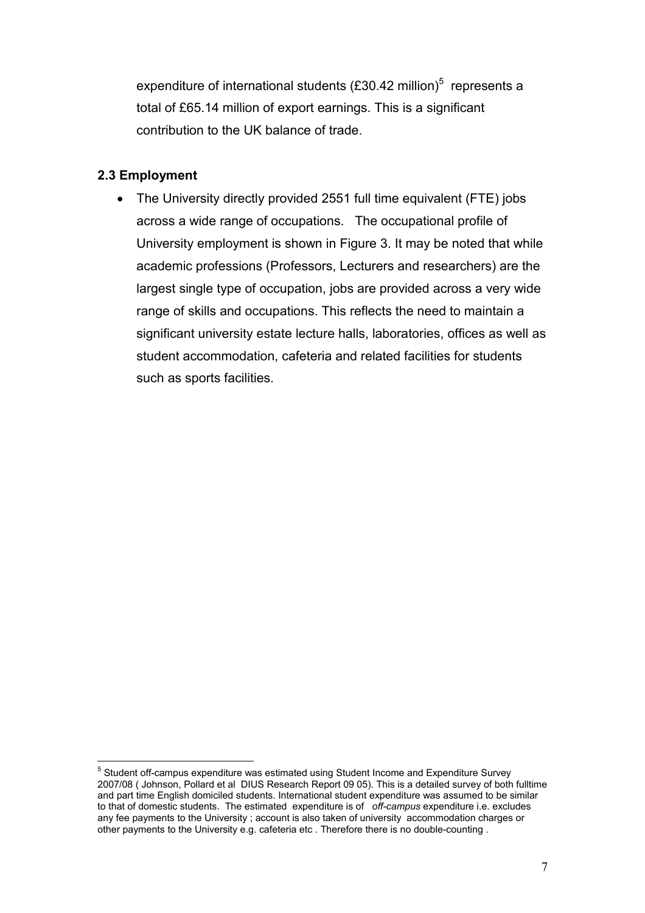expenditure of international students (£30.42 million)[5] represents a total of £65.14 million of export earnings. This is a significant contribution to the UK balance of trade.

### 2.3 Employment

- The University directly provided 2551 full time equivalent (FTE) jobs across a wide range of occupations. The occupational profile of University employment is shown in Figure 3. It may be noted that while academic professions (Professors, Lecturers and researchers) are the largest single type of occupation, jobs are provided across a very wide range of skills and occupations. This reflects the need to maintain a significant university estate lecture halls, laboratories, offices as well as student accommodation, cafeteria and related facilities for students such as sports facilities.

---

[5] Student off-campus expenditure was estimated using Student Income and Expenditure Survey 2007/08 ( Johnson, Pollard et al DIUS Research Report 09 05). This is a detailed survey of both fulltime and part time English domiciled students. International student expenditure was assumed to be similar to that of domestic students. The estimated expenditure is of *off-campus* expenditure i.e. excludes any fee payments to the University ; account is also taken of university accommodation charges or other payments to the University e.g. cafeteria etc . Therefore there is no double-counting .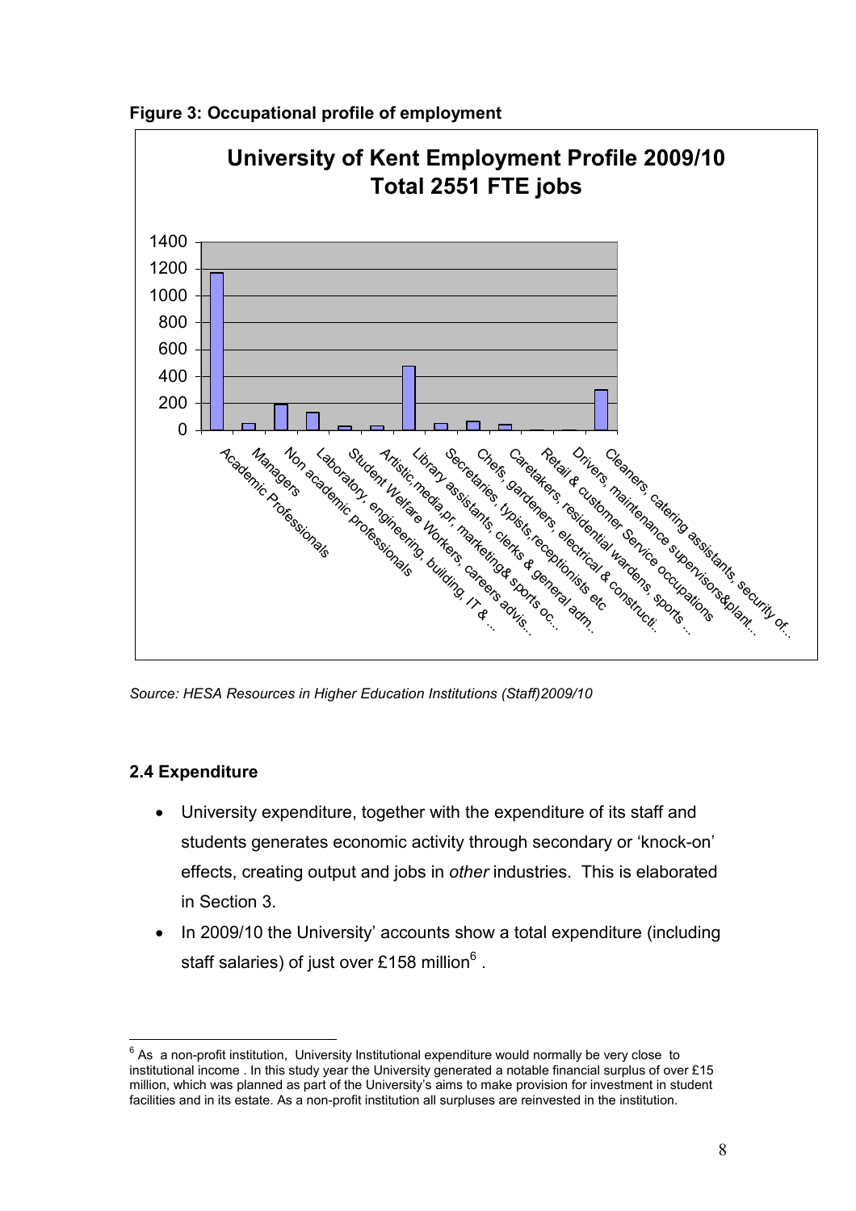**Figure 3: Occupational profile of employment**

Source: HESA Resources in Higher Education Institutions (Staff)2009/10

### 2.4 Expenditure

- University expenditure, together with the expenditure of its staff and students generates economic activity through secondary or 'knock-on' effects, creating output and jobs in *other* industries. This is elaborated in Section 3.
- In 2009/10 the University' accounts show a total expenditure (including staff salaries) of just over £158 million[6] .

[6] As a non-profit institution, University Institutional expenditure would normally be very close to institutional income . In this study year the University generated a notable financial surplus of over £15 million, which was planned as part of the University's aims to make provision for investment in student facilities and in its estate. As a non-profit institution all surpluses are reinvested in the institution.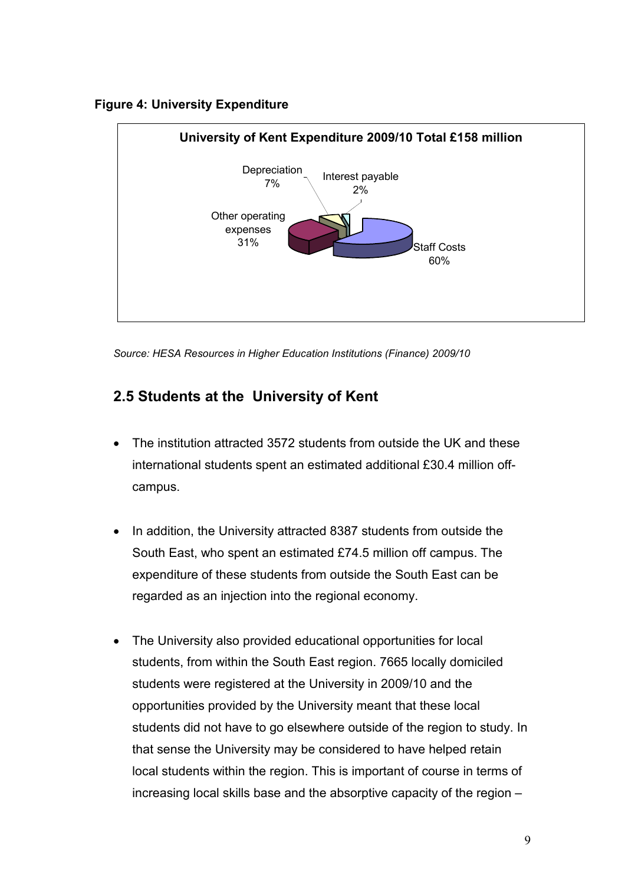**Figure 4: University Expenditure**

University of Kent Expenditure 2009/10 Total £158 million

| Category | Share |
| --- | --- |
| Staff Costs | 60% |
| Other operating expenses | 31% |
| Depreciation | 7% |
| Interest payable | 2% |

*Source: HESA Resources in Higher Education Institutions (Finance) 2009/10*

## 2.5 Students at the University of Kent

- The institution attracted 3572 students from outside the UK and these international students spent an estimated additional £30.4 million off-campus.

- In addition, the University attracted 8387 students from outside the South East, who spent an estimated £74.5 million off campus. The expenditure of these students from outside the South East can be regarded as an injection into the regional economy.

- The University also provided educational opportunities for local students, from within the South East region. 7665 locally domiciled students were registered at the University in 2009/10 and the opportunities provided by the University meant that these local students did not have to go elsewhere outside of the region to study. In that sense the University may be considered to have helped retain local students within the region. This is important of course in terms of increasing local skills base and the absorptive capacity of the region –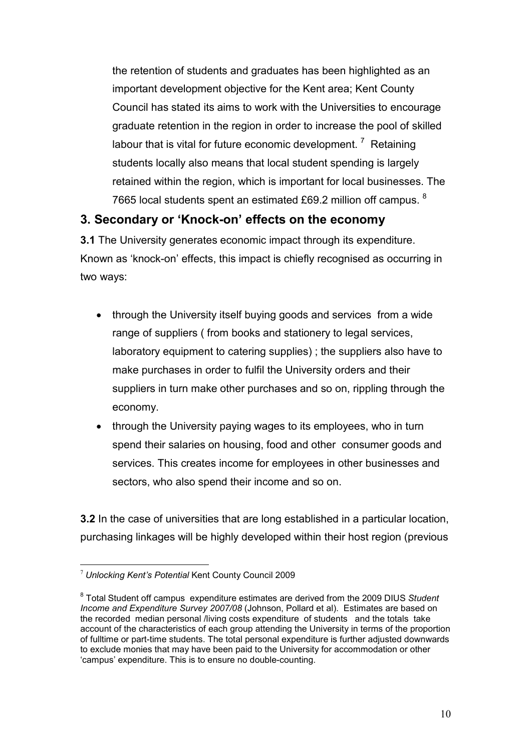the retention of students and graduates has been highlighted as an important development objective for the Kent area; Kent County Council has stated its aims to work with the Universities to encourage graduate retention in the region in order to increase the pool of skilled labour that is vital for future economic development. [7] Retaining students locally also means that local student spending is largely retained within the region, which is important for local businesses. The 7665 local students spent an estimated £69.2 million off campus. [8]

## 3. Secondary or 'Knock-on' effects on the economy

**3.1** The University generates economic impact through its expenditure. Known as 'knock-on' effects, this impact is chiefly recognised as occurring in two ways:

- through the University itself buying goods and services from a wide range of suppliers ( from books and stationery to legal services, laboratory equipment to catering supplies) ; the suppliers also have to make purchases in order to fulfil the University orders and their suppliers in turn make other purchases and so on, rippling through the economy.
- through the University paying wages to its employees, who in turn spend their salaries on housing, food and other consumer goods and services. This creates income for employees in other businesses and sectors, who also spend their income and so on.

**3.2** In the case of universities that are long established in a particular location, purchasing linkages will be highly developed within their host region (previous

---

[7] *Unlocking Kent's Potential* Kent County Council 2009

[8] Total Student off campus expenditure estimates are derived from the 2009 DIUS *Student Income and Expenditure Survey 2007/08* (Johnson, Pollard et al). Estimates are based on the recorded median personal /living costs expenditure of students and the totals take account of the characteristics of each group attending the University in terms of the proportion of fulltime or part-time students. The total personal expenditure is further adjusted downwards to exclude monies that may have been paid to the University for accommodation or other 'campus' expenditure. This is to ensure no double-counting.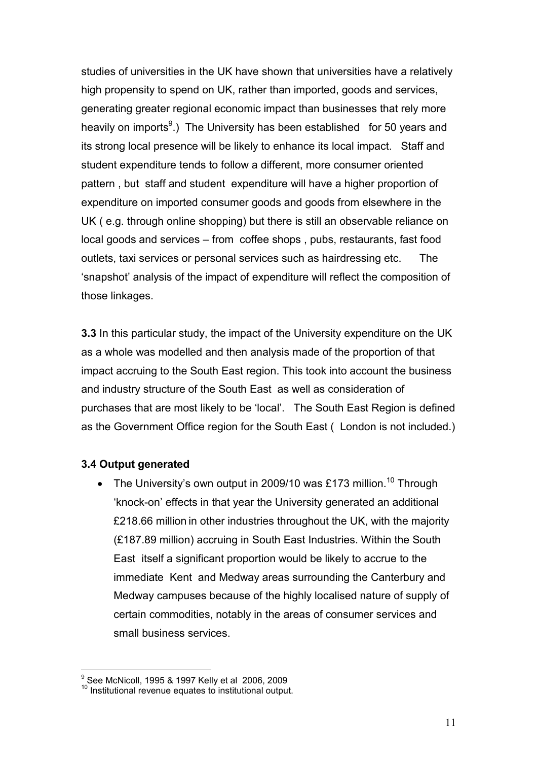studies of universities in the UK have shown that universities have a relatively high propensity to spend on UK, rather than imported, goods and services, generating greater regional economic impact than businesses that rely more heavily on imports[9].) The University has been established for 50 years and its strong local presence will be likely to enhance its local impact. Staff and student expenditure tends to follow a different, more consumer oriented pattern , but staff and student expenditure will have a higher proportion of expenditure on imported consumer goods and goods from elsewhere in the UK ( e.g. through online shopping) but there is still an observable reliance on local goods and services – from coffee shops , pubs, restaurants, fast food outlets, taxi services or personal services such as hairdressing etc. The 'snapshot' analysis of the impact of expenditure will reflect the composition of those linkages.

**3.3** In this particular study, the impact of the University expenditure on the UK as a whole was modelled and then analysis made of the proportion of that impact accruing to the South East region. This took into account the business and industry structure of the South East as well as consideration of purchases that are most likely to be 'local'. The South East Region is defined as the Government Office region for the South East ( London is not included.)

### 3.4 Output generated

- The University's own output in 2009/10 was £173 million.[10] Through 'knock-on' effects in that year the University generated an additional £218.66 million in other industries throughout the UK, with the majority (£187.89 million) accruing in South East Industries. Within the South East itself a significant proportion would be likely to accrue to the immediate Kent and Medway areas surrounding the Canterbury and Medway campuses because of the highly localised nature of supply of certain commodities, notably in the areas of consumer services and small business services.

---

[9] See McNicoll, 1995 & 1997 Kelly et al 2006, 2009

[10] Institutional revenue equates to institutional output.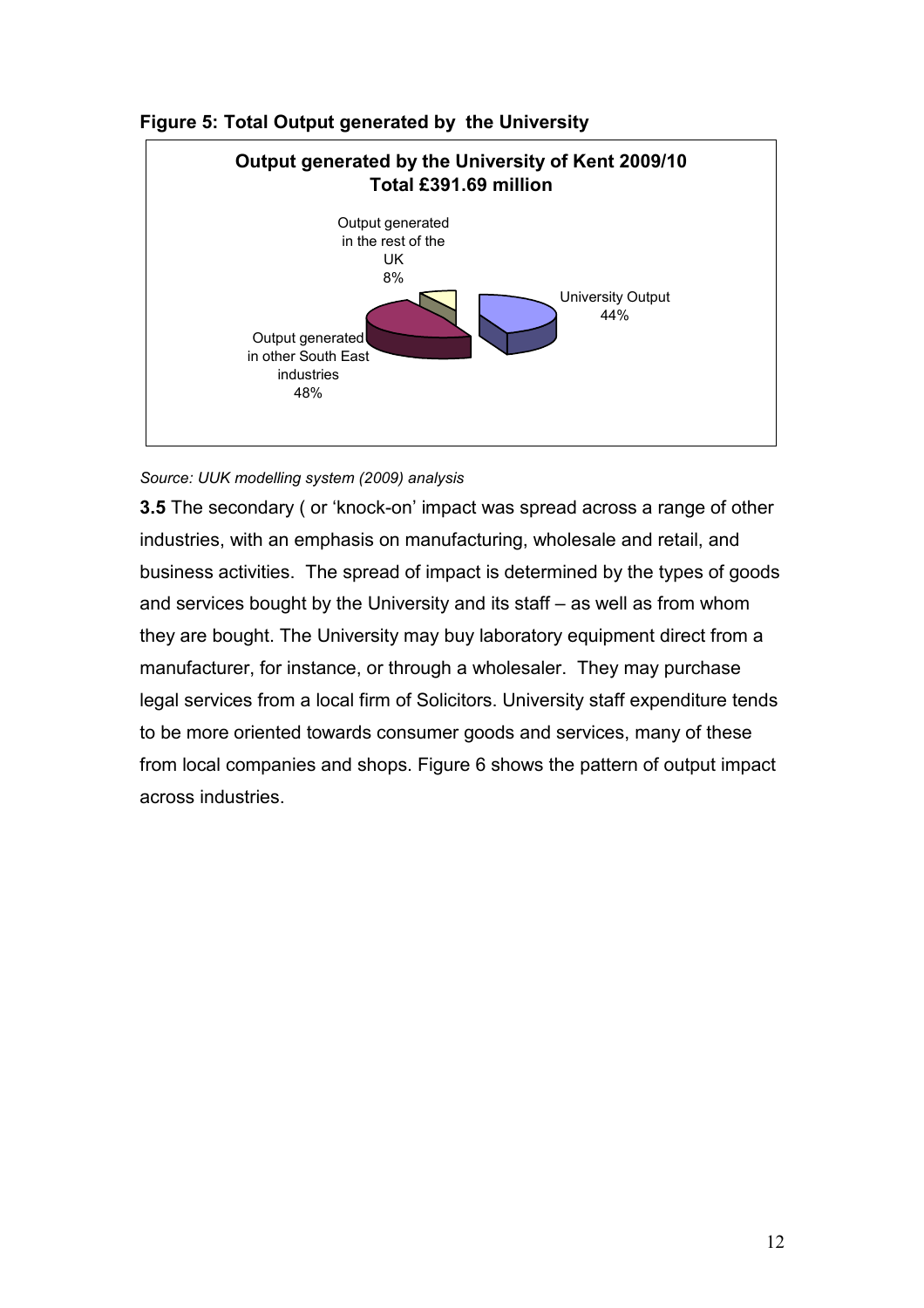**Figure 5: Total Output generated by the University**

**Output generated by the University of Kent 2009/10**
**Total £391.69 million**

Output generated in the rest of the UK 8%

University Output 44%

Output generated in other South East industries 48%

*Source: UUK modelling system (2009) analysis*

**3.5** The secondary ( or 'knock-on' impact was spread across a range of other industries, with an emphasis on manufacturing, wholesale and retail, and business activities. The spread of impact is determined by the types of goods and services bought by the University and its staff – as well as from whom they are bought. The University may buy laboratory equipment direct from a manufacturer, for instance, or through a wholesaler. They may purchase legal services from a local firm of Solicitors. University staff expenditure tends to be more oriented towards consumer goods and services, many of these from local companies and shops. Figure 6 shows the pattern of output impact across industries.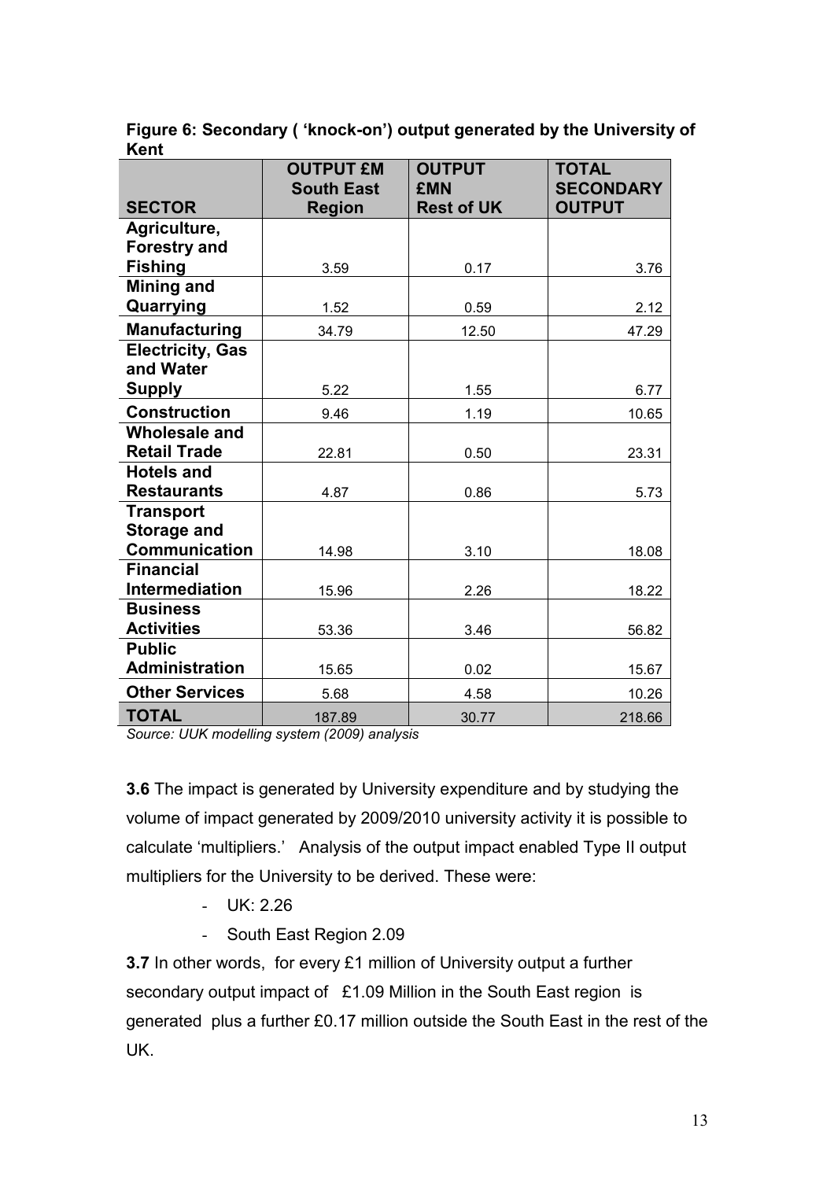**Figure 6: Secondary ( 'knock-on') output generated by the University of Kent**

| SECTOR | OUTPUT £M South East Region | OUTPUT £MN Rest of UK | TOTAL SECONDARY OUTPUT |
|---|---|---|---|
| **Agriculture, Forestry and Fishing** | 3.59 | 0.17 | 3.76 |
| **Mining and Quarrying** | 1.52 | 0.59 | 2.12 |
| **Manufacturing** | 34.79 | 12.50 | 47.29 |
| **Electricity, Gas and Water Supply** | 5.22 | 1.55 | 6.77 |
| **Construction** | 9.46 | 1.19 | 10.65 |
| **Wholesale and Retail Trade** | 22.81 | 0.50 | 23.31 |
| **Hotels and Restaurants** | 4.87 | 0.86 | 5.73 |
| **Transport Storage and Communication** | 14.98 | 3.10 | 18.08 |
| **Financial Intermediation** | 15.96 | 2.26 | 18.22 |
| **Business Activities** | 53.36 | 3.46 | 56.82 |
| **Public Administration** | 15.65 | 0.02 | 15.67 |
| **Other Services** | 5.68 | 4.58 | 10.26 |
| **TOTAL** | 187.89 | 30.77 | 218.66 |

*Source: UUK modelling system (2009) analysis*

**3.6** The impact is generated by University expenditure and by studying the volume of impact generated by 2009/2010 university activity it is possible to calculate 'multipliers.' Analysis of the output impact enabled Type II output multipliers for the University to be derived. These were:

- UK: 2.26
- South East Region 2.09

**3.7** In other words, for every £1 million of University output a further secondary output impact of £1.09 Million in the South East region is generated plus a further £0.17 million outside the South East in the rest of the UK.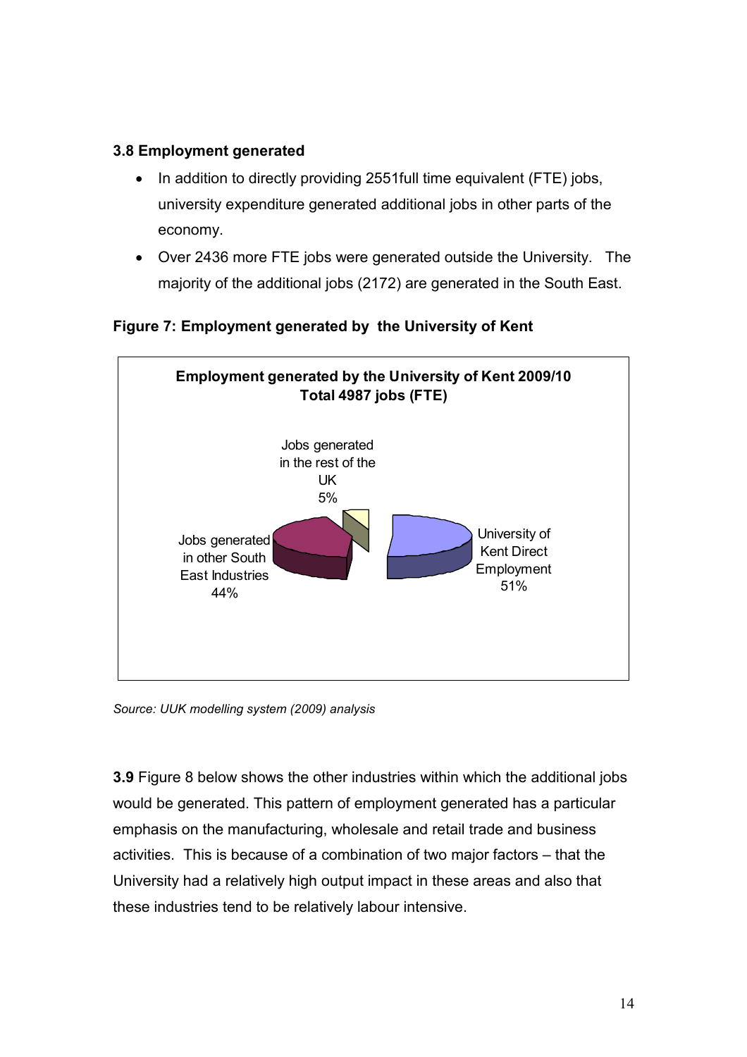### 3.8 Employment generated

- In addition to directly providing 2551full time equivalent (FTE) jobs, university expenditure generated additional jobs in other parts of the economy.
- Over 2436 more FTE jobs were generated outside the University. The majority of the additional jobs (2172) are generated in the South East.

**Figure 7: Employment generated by the University of Kent**

**Employment generated by the University of Kent 2009/10**
**Total 4987 jobs (FTE)**

| Category | Share |
|---|---|
| University of Kent Direct Employment | 51% |
| Jobs generated in other South East Industries | 44% |
| Jobs generated in the rest of the UK | 5% |

*Source: UUK modelling system (2009) analysis*

**3.9** Figure 8 below shows the other industries within which the additional jobs would be generated. This pattern of employment generated has a particular emphasis on the manufacturing, wholesale and retail trade and business activities. This is because of a combination of two major factors – that the University had a relatively high output impact in these areas and also that these industries tend to be relatively labour intensive.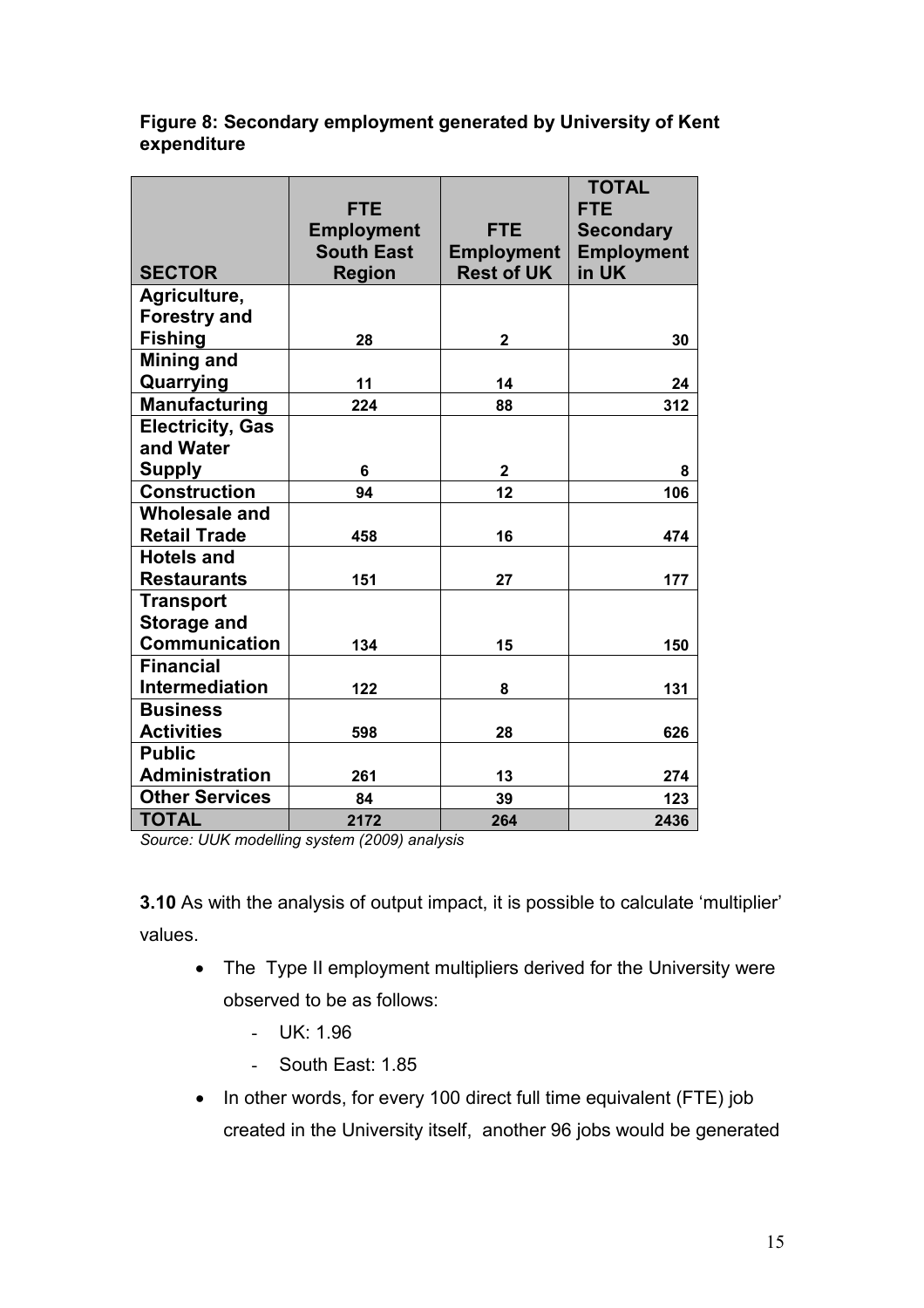**Figure 8: Secondary employment generated by University of Kent expenditure**

| SECTOR | FTE Employment South East Region | FTE Employment Rest of UK | TOTAL FTE Secondary Employment in UK |
|---|---|---|---|
| Agriculture, Forestry and Fishing | 28 | 2 | 30 |
| Mining and Quarrying | 11 | 14 | 24 |
| Manufacturing | 224 | 88 | 312 |
| Electricity, Gas and Water Supply | 6 | 2 | 8 |
| Construction | 94 | 12 | 106 |
| Wholesale and Retail Trade | 458 | 16 | 474 |
| Hotels and Restaurants | 151 | 27 | 177 |
| Transport Storage and Communication | 134 | 15 | 150 |
| Financial Intermediation | 122 | 8 | 131 |
| Business Activities | 598 | 28 | 626 |
| Public Administration | 261 | 13 | 274 |
| Other Services | 84 | 39 | 123 |
| **TOTAL** | 2172 | 264 | 2436 |

*Source: UUK modelling system (2009) analysis*

**3.10** As with the analysis of output impact, it is possible to calculate 'multiplier' values.

- The Type II employment multipliers derived for the University were observed to be as follows:
  - UK: 1.96
  - South East: 1.85
- In other words, for every 100 direct full time equivalent (FTE) job created in the University itself, another 96 jobs would be generated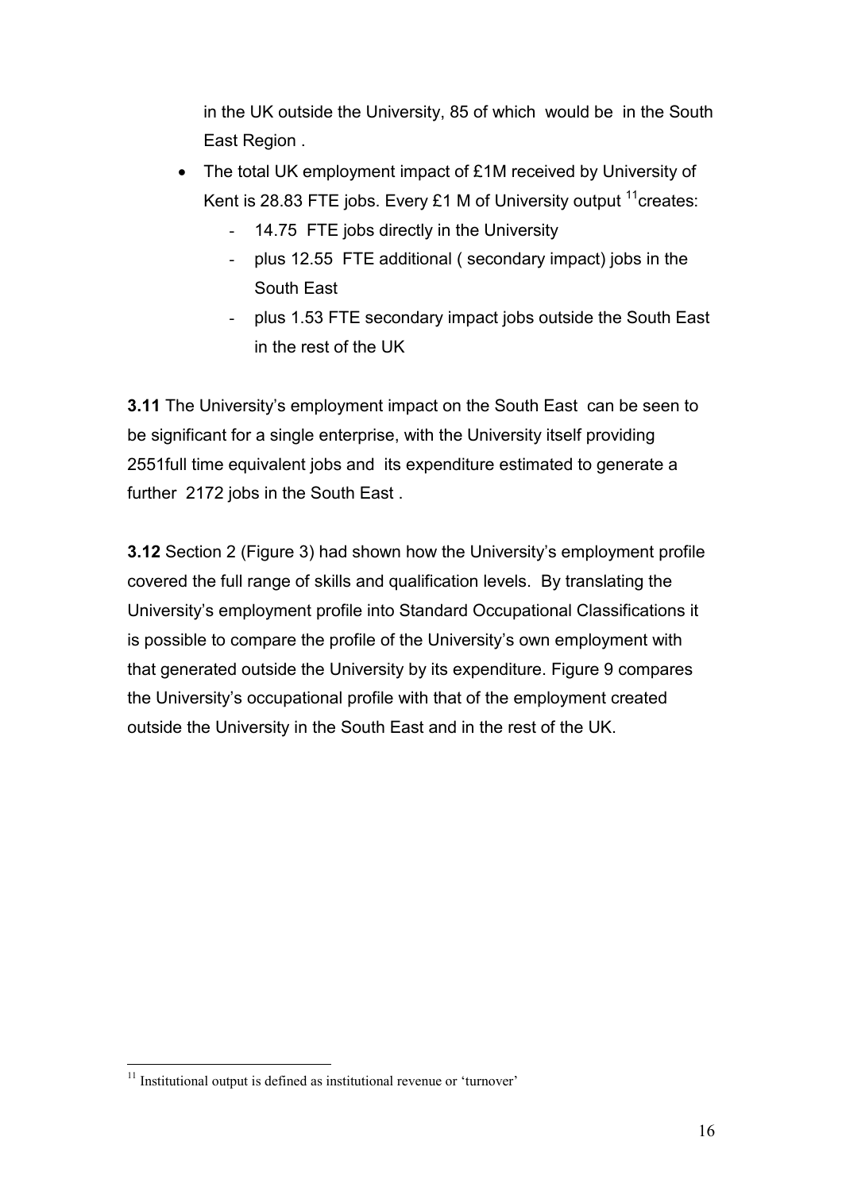in the UK outside the University, 85 of which would be in the South East Region .

- The total UK employment impact of £1M received by University of Kent is 28.83 FTE jobs. Every £1 M of University output [11]creates:
    - 14.75 FTE jobs directly in the University
    - plus 12.55 FTE additional ( secondary impact) jobs in the South East
    - plus 1.53 FTE secondary impact jobs outside the South East in the rest of the UK

**3.11** The University's employment impact on the South East can be seen to be significant for a single enterprise, with the University itself providing 2551full time equivalent jobs and its expenditure estimated to generate a further 2172 jobs in the South East .

**3.12** Section 2 (Figure 3) had shown how the University's employment profile covered the full range of skills and qualification levels. By translating the University's employment profile into Standard Occupational Classifications it is possible to compare the profile of the University's own employment with that generated outside the University by its expenditure. Figure 9 compares the University's occupational profile with that of the employment created outside the University in the South East and in the rest of the UK.

[11] Institutional output is defined as institutional revenue or 'turnover'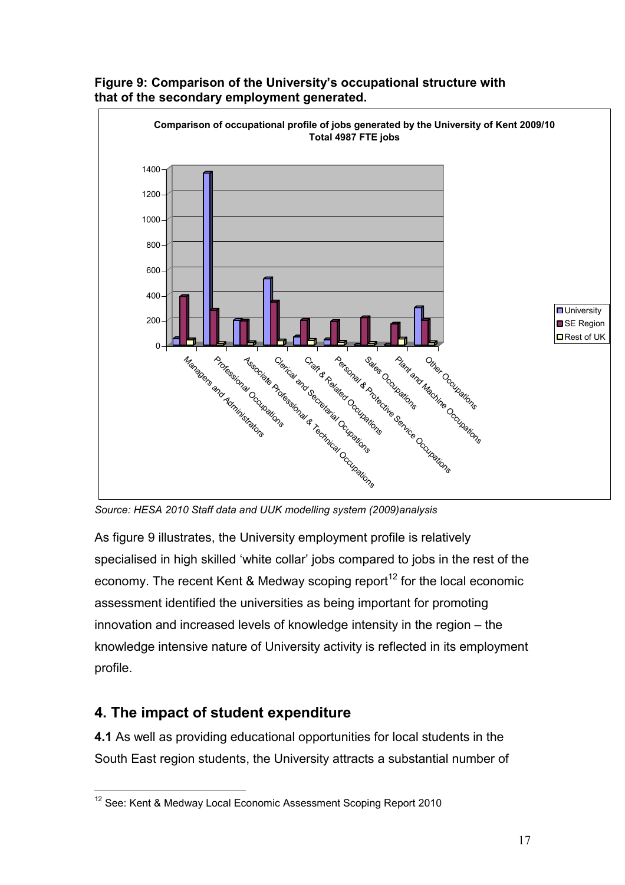**Figure 9: Comparison of the University's occupational structure with that of the secondary employment generated.**

*Source: HESA 2010 Staff data and UUK modelling system (2009)analysis*

As figure 9 illustrates, the University employment profile is relatively specialised in high skilled 'white collar' jobs compared to jobs in the rest of the economy. The recent Kent & Medway scoping report[12] for the local economic assessment identified the universities as being important for promoting innovation and increased levels of knowledge intensity in the region – the knowledge intensive nature of University activity is reflected in its employment profile.

## 4. The impact of student expenditure

**4.1** As well as providing educational opportunities for local students in the South East region students, the University attracts a substantial number of

[12] See: Kent & Medway Local Economic Assessment Scoping Report 2010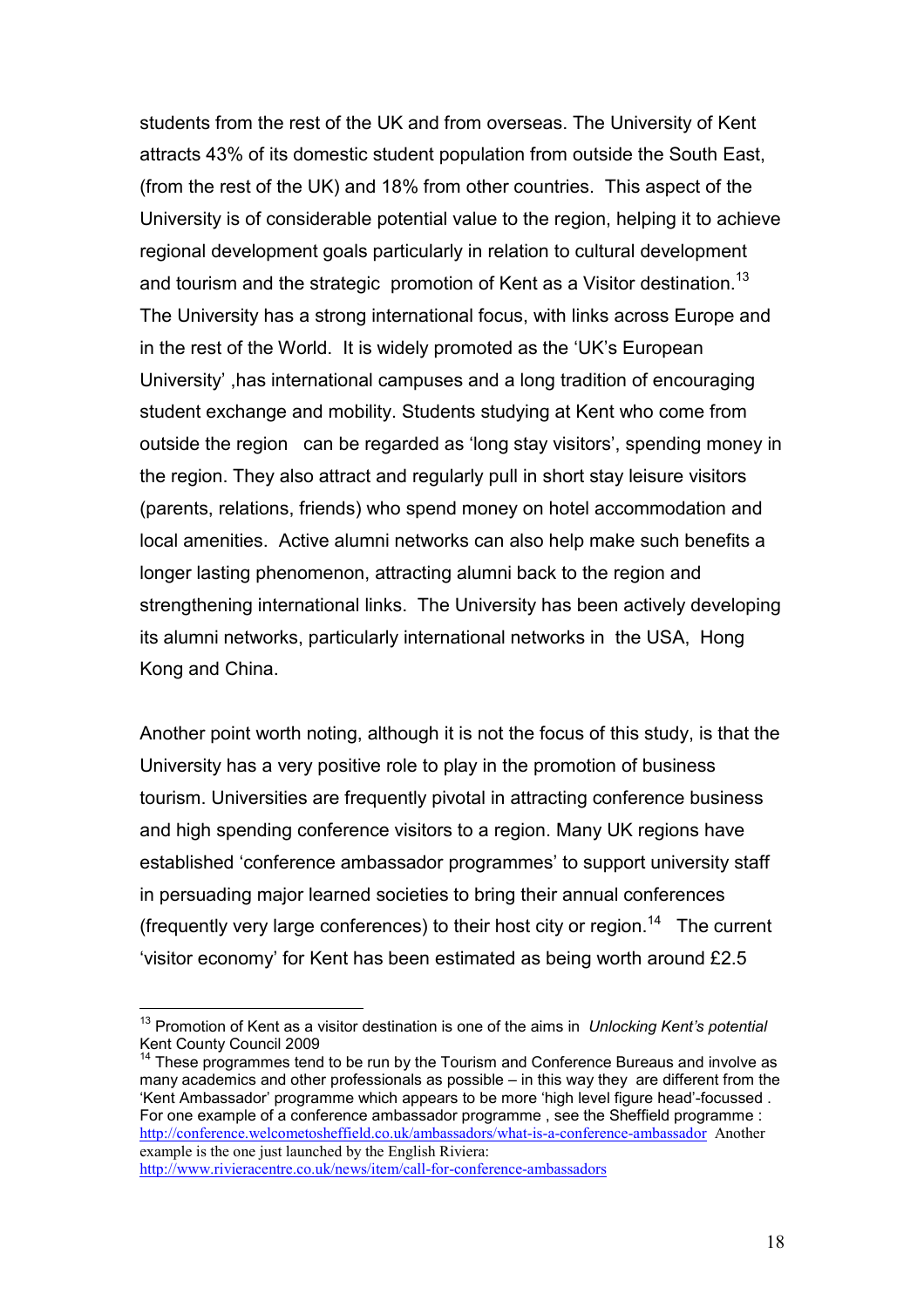students from the rest of the UK and from overseas. The University of Kent attracts 43% of its domestic student population from outside the South East, (from the rest of the UK) and 18% from other countries. This aspect of the University is of considerable potential value to the region, helping it to achieve regional development goals particularly in relation to cultural development and tourism and the strategic promotion of Kent as a Visitor destination.[13] The University has a strong international focus, with links across Europe and in the rest of the World. It is widely promoted as the 'UK's European University' ,has international campuses and a long tradition of encouraging student exchange and mobility. Students studying at Kent who come from outside the region can be regarded as 'long stay visitors', spending money in the region. They also attract and regularly pull in short stay leisure visitors (parents, relations, friends) who spend money on hotel accommodation and local amenities. Active alumni networks can also help make such benefits a longer lasting phenomenon, attracting alumni back to the region and strengthening international links. The University has been actively developing its alumni networks, particularly international networks in the USA, Hong Kong and China.

Another point worth noting, although it is not the focus of this study, is that the University has a very positive role to play in the promotion of business tourism. Universities are frequently pivotal in attracting conference business and high spending conference visitors to a region. Many UK regions have established 'conference ambassador programmes' to support university staff in persuading major learned societies to bring their annual conferences (frequently very large conferences) to their host city or region.[14] The current 'visitor economy' for Kent has been estimated as being worth around £2.5

---

[13] Promotion of Kent as a visitor destination is one of the aims in *Unlocking Kent's potential* Kent County Council 2009

[14] These programmes tend to be run by the Tourism and Conference Bureaus and involve as many academics and other professionals as possible – in this way they are different from the 'Kent Ambassador' programme which appears to be more 'high level figure head'-focussed . For one example of a conference ambassador programme , see the Sheffield programme : http://conference.welcometosheffield.co.uk/ambassadors/what-is-a-conference-ambassador Another example is the one just launched by the English Riviera: http://www.rivieracentre.co.uk/news/item/call-for-conference-ambassadors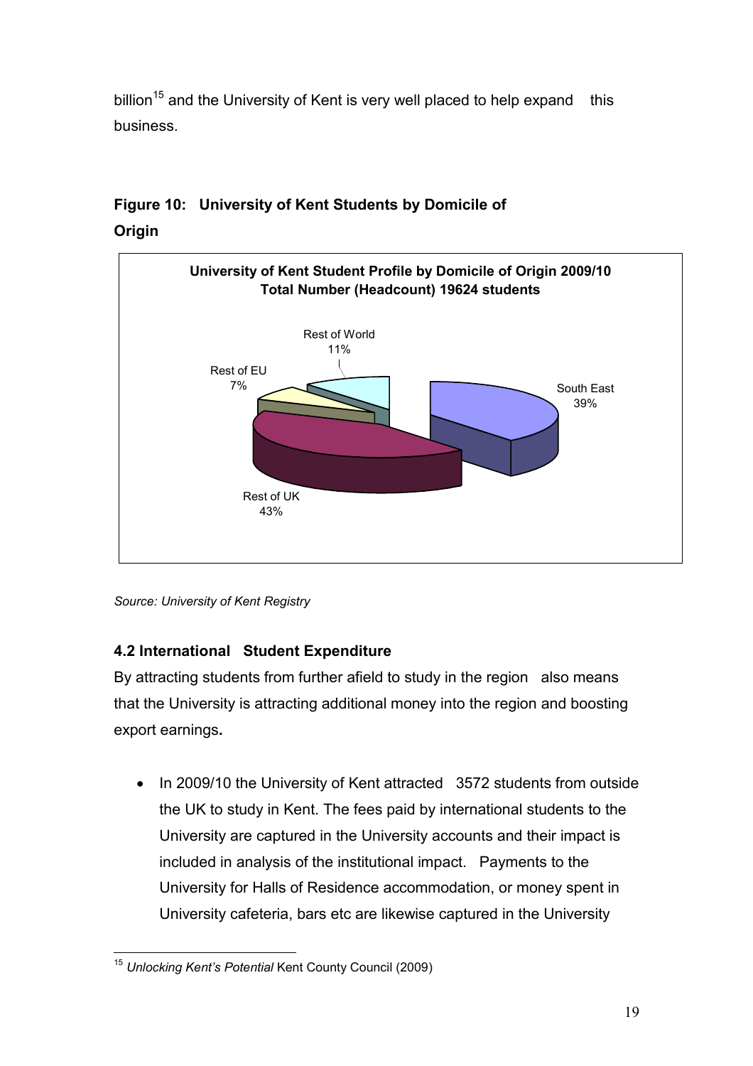billion[15] and the University of Kent is very well placed to help expand this business.

**Figure 10: University of Kent Students by Domicile of Origin**

**University of Kent Student Profile by Domicile of Origin 2009/10**
**Total Number (Headcount) 19624 students**

| Domicile | Share |
|---|---|
| South East | 39% |
| Rest of UK | 43% |
| Rest of EU | 7% |
| Rest of World | 11% |

*Source: University of Kent Registry*

### 4.2 International Student Expenditure

By attracting students from further afield to study in the region also means that the University is attracting additional money into the region and boosting export earnings**.**

- In 2009/10 the University of Kent attracted 3572 students from outside the UK to study in Kent. The fees paid by international students to the University are captured in the University accounts and their impact is included in analysis of the institutional impact. Payments to the University for Halls of Residence accommodation, or money spent in University cafeteria, bars etc are likewise captured in the University

[15] *Unlocking Kent's Potential* Kent County Council (2009)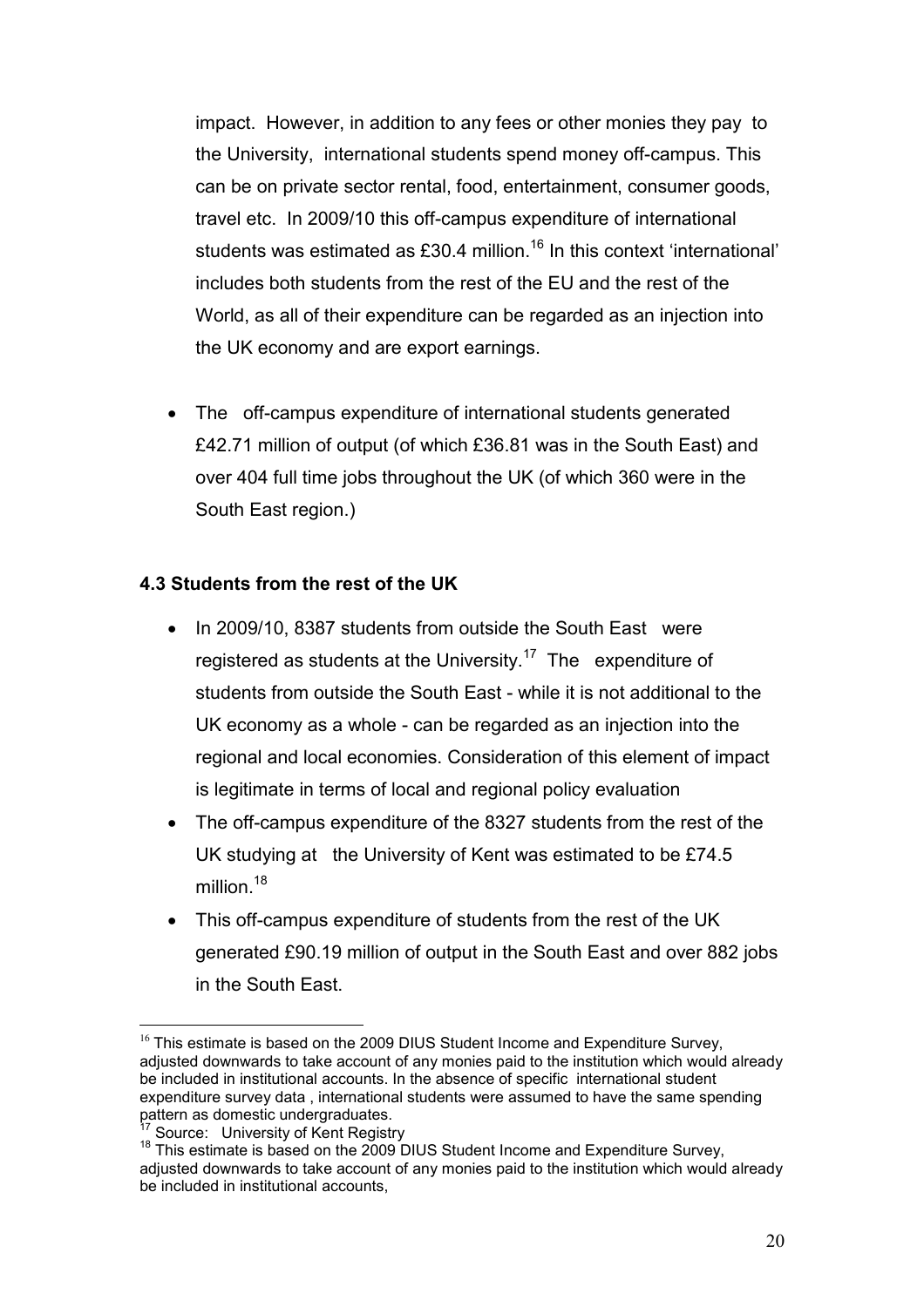impact. However, in addition to any fees or other monies they pay to the University, international students spend money off-campus. This can be on private sector rental, food, entertainment, consumer goods, travel etc. In 2009/10 this off-campus expenditure of international students was estimated as £30.4 million.[16] In this context 'international' includes both students from the rest of the EU and the rest of the World, as all of their expenditure can be regarded as an injection into the UK economy and are export earnings.

- The off-campus expenditure of international students generated £42.71 million of output (of which £36.81 was in the South East) and over 404 full time jobs throughout the UK (of which 360 were in the South East region.)

### 4.3 Students from the rest of the UK

- In 2009/10, 8387 students from outside the South East were registered as students at the University.[17] The expenditure of students from outside the South East - while it is not additional to the UK economy as a whole - can be regarded as an injection into the regional and local economies. Consideration of this element of impact is legitimate in terms of local and regional policy evaluation
- The off-campus expenditure of the 8327 students from the rest of the UK studying at the University of Kent was estimated to be £74.5 million.[18]
- This off-campus expenditure of students from the rest of the UK generated £90.19 million of output in the South East and over 882 jobs in the South East.

---

[16] This estimate is based on the 2009 DIUS Student Income and Expenditure Survey, adjusted downwards to take account of any monies paid to the institution which would already be included in institutional accounts. In the absence of specific international student expenditure survey data , international students were assumed to have the same spending pattern as domestic undergraduates.

[17] Source: University of Kent Registry

[18] This estimate is based on the 2009 DIUS Student Income and Expenditure Survey, adjusted downwards to take account of any monies paid to the institution which would already be included in institutional accounts,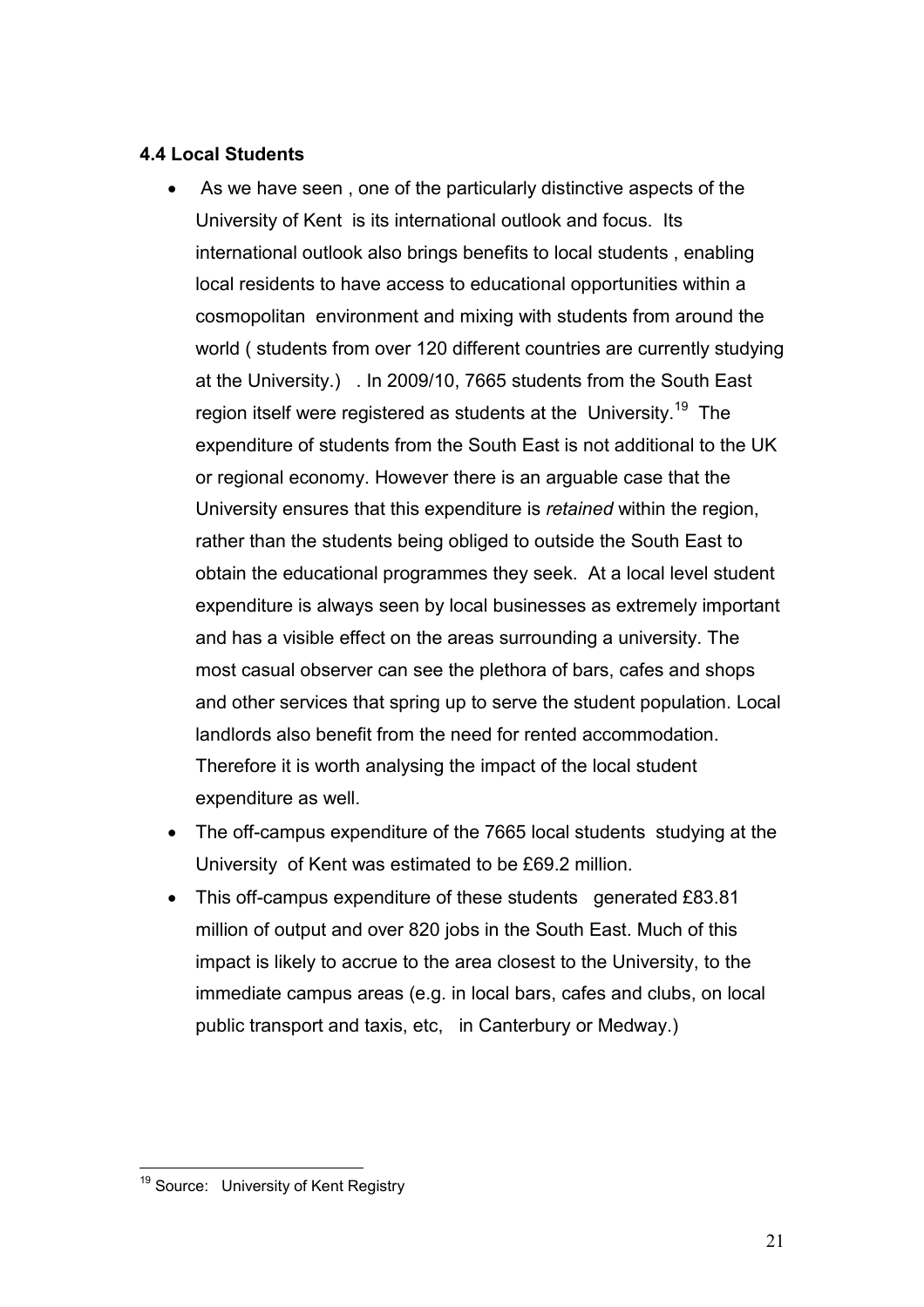### 4.4 Local Students

- As we have seen , one of the particularly distinctive aspects of the University of Kent is its international outlook and focus. Its international outlook also brings benefits to local students , enabling local residents to have access to educational opportunities within a cosmopolitan environment and mixing with students from around the world ( students from over 120 different countries are currently studying at the University.) . In 2009/10, 7665 students from the South East region itself were registered as students at the University.[19] The expenditure of students from the South East is not additional to the UK or regional economy. However there is an arguable case that the University ensures that this expenditure is *retained* within the region, rather than the students being obliged to outside the South East to obtain the educational programmes they seek. At a local level student expenditure is always seen by local businesses as extremely important and has a visible effect on the areas surrounding a university. The most casual observer can see the plethora of bars, cafes and shops and other services that spring up to serve the student population. Local landlords also benefit from the need for rented accommodation. Therefore it is worth analysing the impact of the local student expenditure as well.
- The off-campus expenditure of the 7665 local students studying at the University of Kent was estimated to be £69.2 million.
- This off-campus expenditure of these students generated £83.81 million of output and over 820 jobs in the South East. Much of this impact is likely to accrue to the area closest to the University, to the immediate campus areas (e.g. in local bars, cafes and clubs, on local public transport and taxis, etc, in Canterbury or Medway.)

---

[19] Source: University of Kent Registry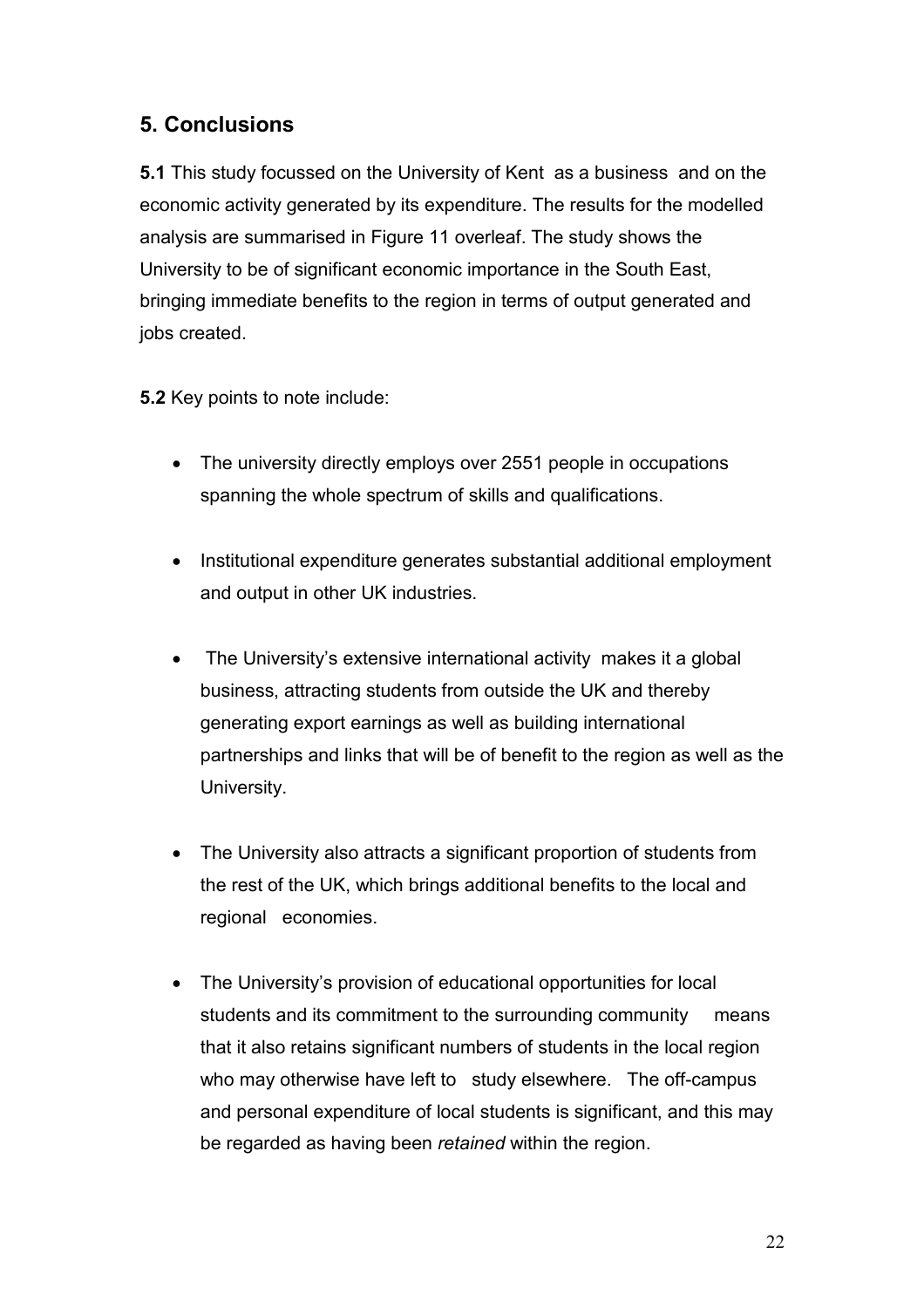## 5. Conclusions

**5.1** This study focussed on the University of Kent as a business and on the economic activity generated by its expenditure. The results for the modelled analysis are summarised in Figure 11 overleaf. The study shows the University to be of significant economic importance in the South East, bringing immediate benefits to the region in terms of output generated and jobs created.

**5.2** Key points to note include:

- The university directly employs over 2551 people in occupations spanning the whole spectrum of skills and qualifications.
- Institutional expenditure generates substantial additional employment and output in other UK industries.
- The University's extensive international activity makes it a global business, attracting students from outside the UK and thereby generating export earnings as well as building international partnerships and links that will be of benefit to the region as well as the University.
- The University also attracts a significant proportion of students from the rest of the UK, which brings additional benefits to the local and regional economies.
- The University's provision of educational opportunities for local students and its commitment to the surrounding community means that it also retains significant numbers of students in the local region who may otherwise have left to study elsewhere. The off-campus and personal expenditure of local students is significant, and this may be regarded as having been *retained* within the region.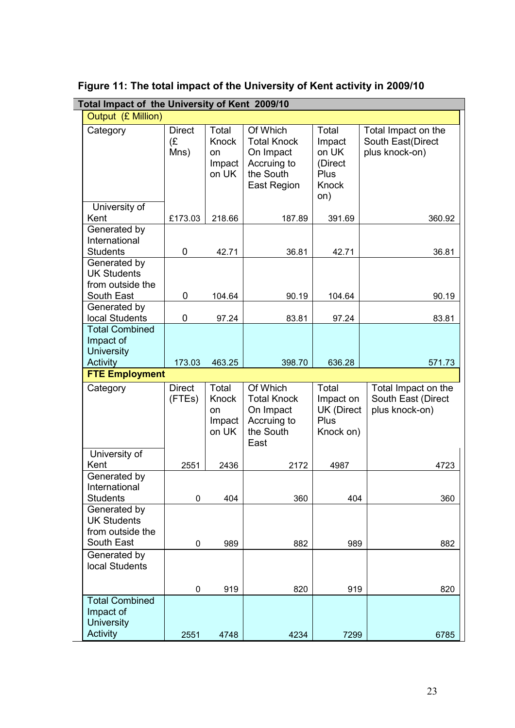**Figure 11: The total impact of the University of Kent activity in 2009/10**

| Total Impact of the University of Kent 2009/10 | | | | | |
|---|---|---|---|---|---|
| **Output (£ Million)** | | | | | |
| Category | Direct (£ Mns) | Total Knock on Impact on UK | Of Which Total Knock On Impact Accruing to the South East Region | Total Impact on UK (Direct Plus Knock on) | Total Impact on the South East(Direct plus knock-on) |
| University of Kent | £173.03 | 218.66 | 187.89 | 391.69 | 360.92 |
| Generated by International Students | 0 | 42.71 | 36.81 | 42.71 | 36.81 |
| Generated by UK Students from outside the South East | 0 | 104.64 | 90.19 | 104.64 | 90.19 |
| Generated by local Students | 0 | 97.24 | 83.81 | 97.24 | 83.81 |
| Total Combined Impact of University Activity | 173.03 | 463.25 | 398.70 | 636.28 | 571.73 |
| **FTE Employment** | | | | | |
| Category | Direct (FTEs) | Total Knock on Impact on UK | Of Which Total Knock On Impact Accruing to the South East | Total Impact on UK (Direct Plus Knock on) | Total Impact on the South East (Direct plus knock-on) |
| University of Kent | 2551 | 2436 | 2172 | 4987 | 4723 |
| Generated by International Students | 0 | 404 | 360 | 404 | 360 |
| Generated by UK Students from outside the South East | 0 | 989 | 882 | 989 | 882 |
| Generated by local Students | 0 | 919 | 820 | 919 | 820 |
| Total Combined Impact of University Activity | 2551 | 4748 | 4234 | 7299 | 6785 |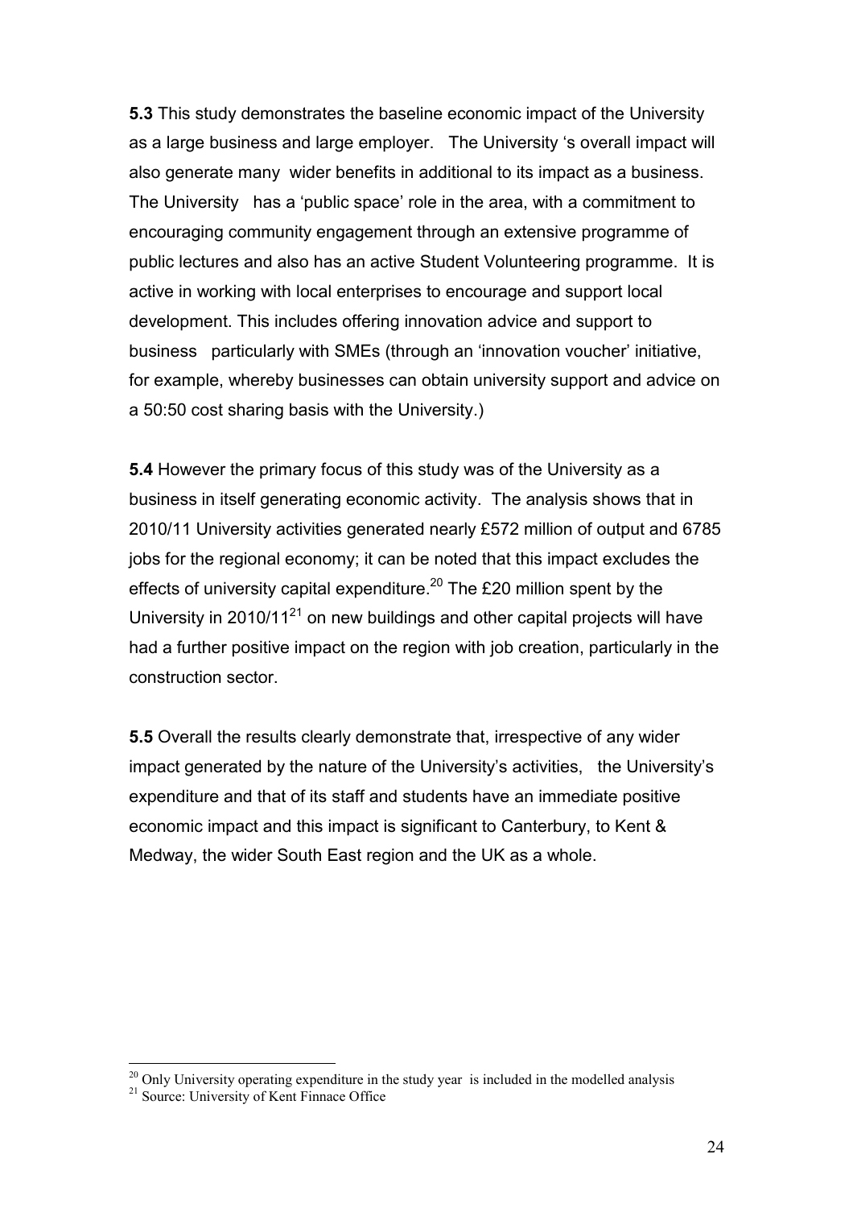**5.3** This study demonstrates the baseline economic impact of the University as a large business and large employer. The University 's overall impact will also generate many wider benefits in additional to its impact as a business. The University has a 'public space' role in the area, with a commitment to encouraging community engagement through an extensive programme of public lectures and also has an active Student Volunteering programme. It is active in working with local enterprises to encourage and support local development. This includes offering innovation advice and support to business particularly with SMEs (through an 'innovation voucher' initiative, for example, whereby businesses can obtain university support and advice on a 50:50 cost sharing basis with the University.)

**5.4** However the primary focus of this study was of the University as a business in itself generating economic activity. The analysis shows that in 2010/11 University activities generated nearly £572 million of output and 6785 jobs for the regional economy; it can be noted that this impact excludes the effects of university capital expenditure.[20] The £20 million spent by the University in 2010/11[21] on new buildings and other capital projects will have had a further positive impact on the region with job creation, particularly in the construction sector.

**5.5** Overall the results clearly demonstrate that, irrespective of any wider impact generated by the nature of the University's activities, the University's expenditure and that of its staff and students have an immediate positive economic impact and this impact is significant to Canterbury, to Kent & Medway, the wider South East region and the UK as a whole.

---

[20] Only University operating expenditure in the study year is included in the modelled analysis

[21] Source: University of Kent Finnace Office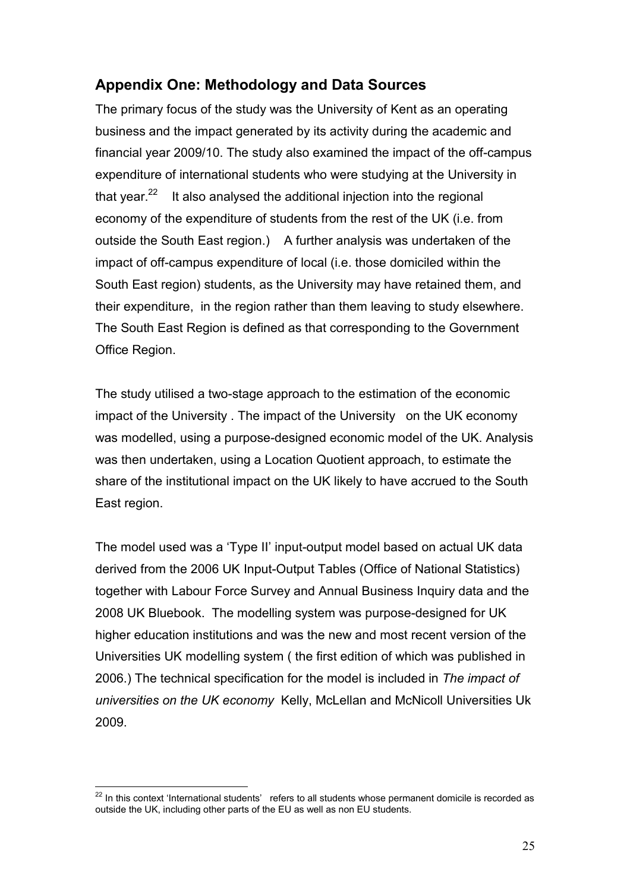## Appendix One: Methodology and Data Sources

The primary focus of the study was the University of Kent as an operating business and the impact generated by its activity during the academic and financial year 2009/10. The study also examined the impact of the off-campus expenditure of international students who were studying at the University in that year.[22] It also analysed the additional injection into the regional economy of the expenditure of students from the rest of the UK (i.e. from outside the South East region.) A further analysis was undertaken of the impact of off-campus expenditure of local (i.e. those domiciled within the South East region) students, as the University may have retained them, and their expenditure, in the region rather than them leaving to study elsewhere. The South East Region is defined as that corresponding to the Government Office Region.

The study utilised a two-stage approach to the estimation of the economic impact of the University . The impact of the University on the UK economy was modelled, using a purpose-designed economic model of the UK. Analysis was then undertaken, using a Location Quotient approach, to estimate the share of the institutional impact on the UK likely to have accrued to the South East region.

The model used was a 'Type II' input-output model based on actual UK data derived from the 2006 UK Input-Output Tables (Office of National Statistics) together with Labour Force Survey and Annual Business Inquiry data and the 2008 UK Bluebook. The modelling system was purpose-designed for UK higher education institutions and was the new and most recent version of the Universities UK modelling system ( the first edition of which was published in 2006.) The technical specification for the model is included in *The impact of universities on the UK economy* Kelly, McLellan and McNicoll Universities Uk 2009.

[22] In this context 'International students' refers to all students whose permanent domicile is recorded as outside the UK, including other parts of the EU as well as non EU students.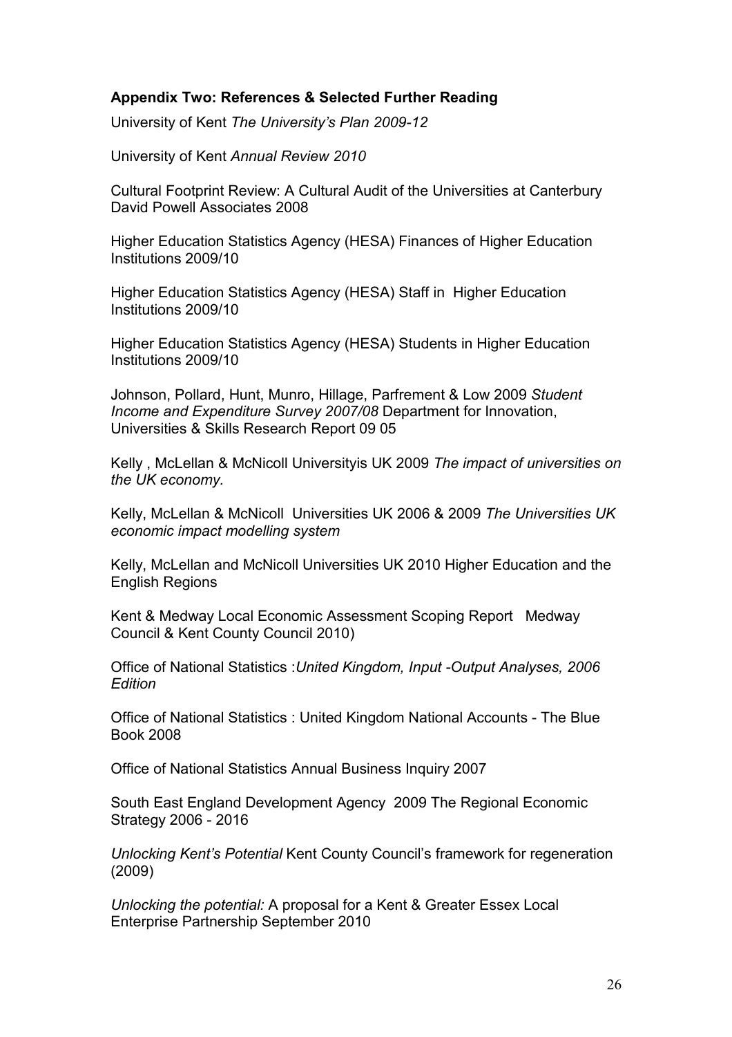**Appendix Two: References & Selected Further Reading**

University of Kent *The University's Plan 2009-12*

University of Kent *Annual Review 2010*

Cultural Footprint Review: A Cultural Audit of the Universities at Canterbury David Powell Associates 2008

Higher Education Statistics Agency (HESA) Finances of Higher Education Institutions 2009/10

Higher Education Statistics Agency (HESA) Staff in Higher Education Institutions 2009/10

Higher Education Statistics Agency (HESA) Students in Higher Education Institutions 2009/10

Johnson, Pollard, Hunt, Munro, Hillage, Parfrement & Low 2009 *Student Income and Expenditure Survey 2007/08* Department for Innovation, Universities & Skills Research Report 09 05

Kelly , McLellan & McNicoll Universityis UK 2009 *The impact of universities on the UK economy.*

Kelly, McLellan & McNicoll Universities UK 2006 & 2009 *The Universities UK economic impact modelling system*

Kelly, McLellan and McNicoll Universities UK 2010 Higher Education and the English Regions

Kent & Medway Local Economic Assessment Scoping Report Medway Council & Kent County Council 2010)

Office of National Statistics :*United Kingdom, Input -Output Analyses, 2006 Edition*

Office of National Statistics : United Kingdom National Accounts - The Blue Book 2008

Office of National Statistics Annual Business Inquiry 2007

South East England Development Agency 2009 The Regional Economic Strategy 2006 - 2016

*Unlocking Kent's Potential* Kent County Council's framework for regeneration (2009)

*Unlocking the potential:* A proposal for a Kent & Greater Essex Local Enterprise Partnership September 2010